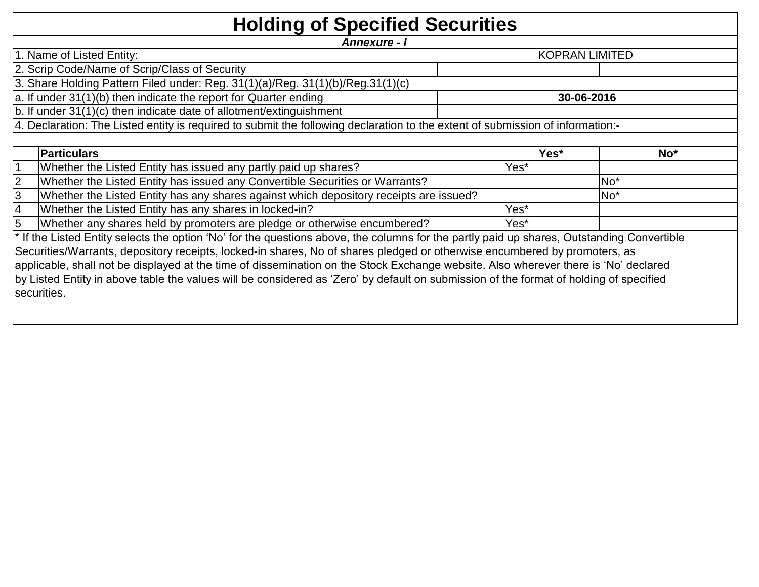# Holding of Specified Securities

***Annexure - I***

| | | | |
|---|---|---|---|
| 1. Name of Listed Entity: | KOPRAN LIMITED | | |
| 2. Scrip Code/Name of Scrip/Class of Security | | | |
| 3. Share Holding Pattern Filed under: Reg. 31(1)(a)/Reg. 31(1)(b)/Reg.31(1)(c) | | | |
| a. If under 31(1)(b) then indicate the report for Quarter ending | **30-06-2016** | | |
| b. If under 31(1)(c) then indicate date of allotment/extinguishment | | | |

4. Declaration: The Listed entity is required to submit the following declaration to the extent of submission of information:-

| | **Particulars** | **Yes*** | **No*** |
|---|---|---|---|
| 1 | Whether the Listed Entity has issued any partly paid up shares? | Yes* | |
| 2 | Whether the Listed Entity has issued any Convertible Securities or Warrants? | | No* |
| 3 | Whether the Listed Entity has any shares against which depository receipts are issued? | | No* |
| 4 | Whether the Listed Entity has any shares in locked-in? | Yes* | |
| 5 | Whether any shares held by promoters are pledge or otherwise encumbered? | Yes* | |

* If the Listed Entity selects the option 'No' for the questions above, the columns for the partly paid up shares, Outstanding Convertible Securities/Warrants, depository receipts, locked-in shares, No of shares pledged or otherwise encumbered by promoters, as applicable, shall not be displayed at the time of dissemination on the Stock Exchange website. Also wherever there is 'No' declared by Listed Entity in above table the values will be considered as 'Zero' by default on submission of the format of holding of specified securities.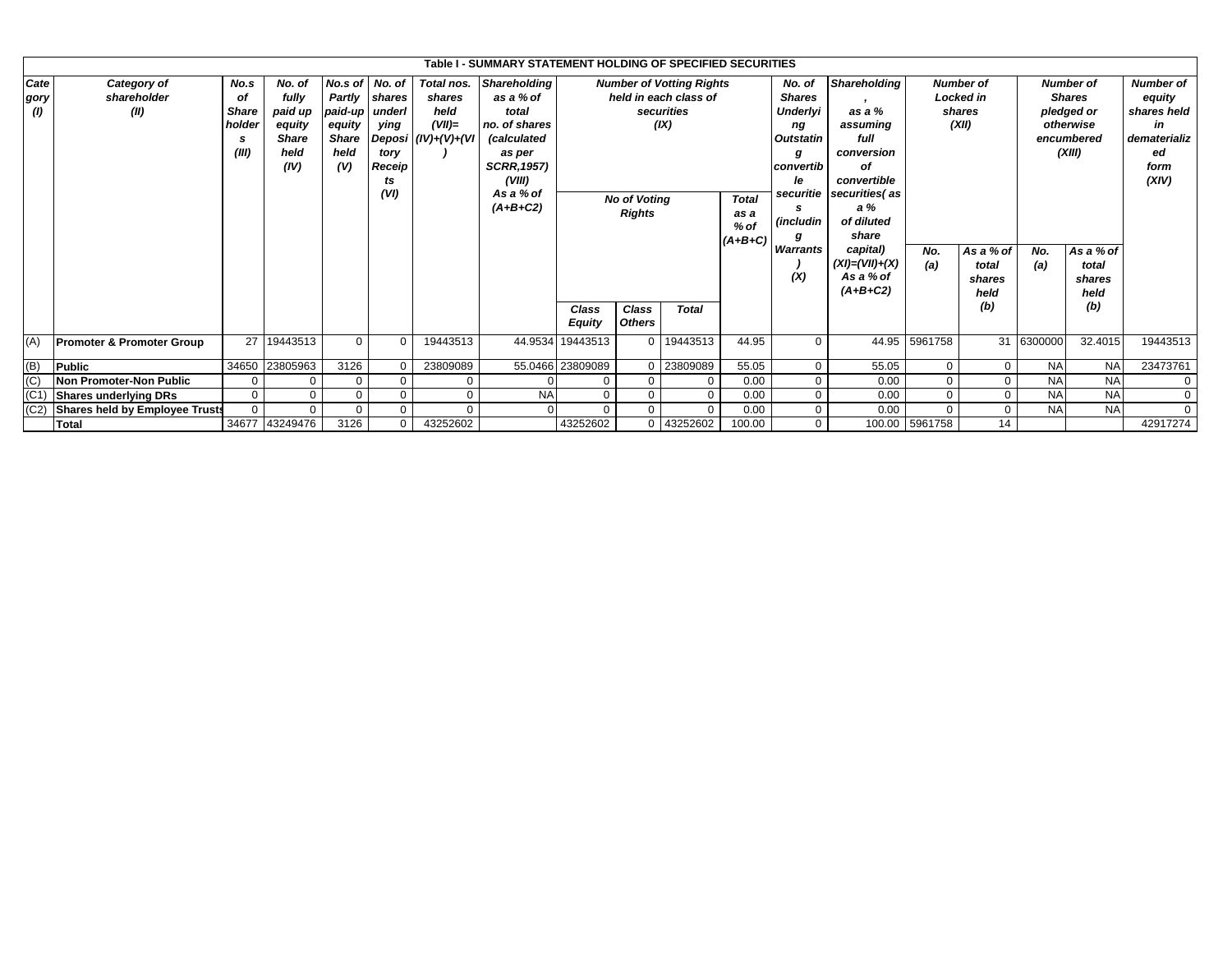## Table I - SUMMARY STATEMENT HOLDING OF SPECIFIED SECURITIES

| Category (I) | Category of shareholder (II) | No.s of Shareholders (III) | No. of fully paid up equity Share held (IV) | No.s of Partly paid-up equity Share held (V) | No. of shares underlying Depository Receipts (VI) | Total nos. shares held (VII)= (IV)+(V)+(VI) | Shareholding as a % of total no. of shares (calculated as per SCRR,1957) (VIII) As a % of (A+B+C2) | Number of Votting Rights held in each class of securities (IX) | | | | No. of Shares Underlying Outstanding convertible securities (including Warrants) (X) | Shareholding , as a % assuming full conversion of convertible securities( as a % of diluted share capital) (XI)=(VII)+(X) As a % of (A+B+C2) | Number of Locked in shares (XII) | | Number of Shares pledged or otherwise encumbered (XIII) | | Number of equity shares held in dematerialized form (XIV) |
|---|---|---|---|---|---|---|---|---|---|---|---|---|---|---|---|---|---|---|
| | | | | | | | | No of Voting Rights | | | Total as a % of (A+B+C) | | | No. (a) | As a % of total shares held (b) | No. (a) | As a % of total shares held (b) | |
| | | | | | | | | Class Equity | Class Others | Total | | | | | | | | |
| (A) | **Promoter & Promoter Group** | 27 | 19443513 | 0 | 0 | 19443513 | 44.9534 | 19443513 | 0 | 19443513 | 44.95 | 0 | 44.95 | 5961758 | 31 | 6300000 | 32.4015 | 19443513 |
| (B) | **Public** | 34650 | 23805963 | 3126 | 0 | 23809089 | 55.0466 | 23809089 | 0 | 23809089 | 55.05 | 0 | 55.05 | 0 | 0 | NA | NA | 23473761 |
| (C) | **Non Promoter-Non Public** | 0 | 0 | 0 | 0 | 0 | 0 | 0 | 0 | 0 | 0.00 | 0 | 0.00 | 0 | 0 | NA | NA | 0 |
| (C1) | **Shares underlying DRs** | 0 | 0 | 0 | 0 | 0 | NA | 0 | 0 | 0 | 0.00 | 0 | 0.00 | 0 | 0 | NA | NA | 0 |
| (C2) | **Shares held by Employee Trusts** | 0 | 0 | 0 | 0 | 0 | 0 | 0 | 0 | 0 | 0.00 | 0 | 0.00 | 0 | 0 | NA | NA | 0 |
| | **Total** | 34677 | 43249476 | 3126 | 0 | 43252602 | | 43252602 | 0 | 43252602 | 100.00 | 0 | 100.00 | 5961758 | 14 | | | 42917274 |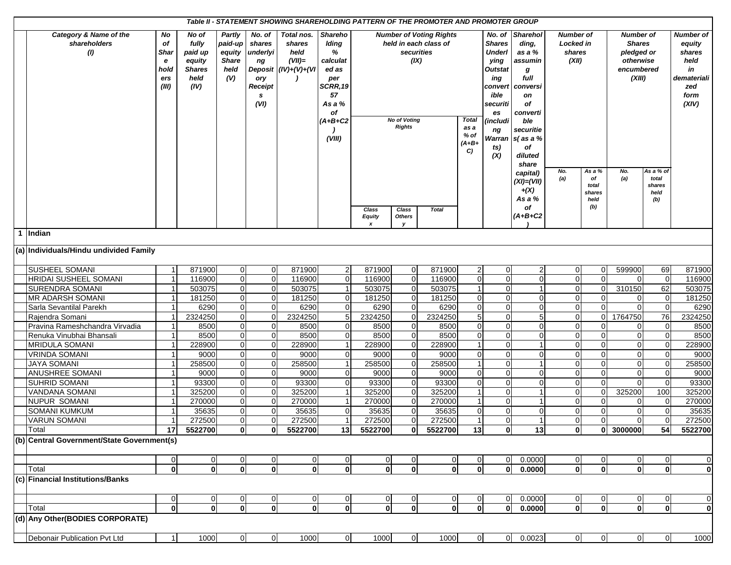| | Table II - STATEMENT SHOWING SHAREHOLDING PATTERN OF THE PROMOTER AND PROMOTER GROUP | | | | | | | | | | | | | | | | | | |
|---|---|---|---|---|---|---|---|---|---|---|---|---|---|---|---|---|---|---|---|
| | Category & Name of the shareholders (I) | No of Shareholders (III) | No of fully paid up equity Shares held (IV) | Partly paid-up equity Share held (V) | No. of shares underlying Depository Receipts (VI) | Total nos. shares held (VII)= (IV)+(V)+(VI) | Shareholding % calculated as per SCRR,1957 As a % of (A+B+C2) (VIII) | Number of Voting Rights held in each class of securities (IX) | | | | No. of Shares Underlying Outstating convertible securities (including Warrants) (X) | Shareholding, as a % assuming full conversion of convertible securities( as a % of diluted share capital) (XI)=(VII)+(X) As a % of (A+B+C2) | Number of Locked in shares (XII) | | Number of Shares pledged or otherwise encumbered (XIII) | | Number of equity shares held in dematerialized form (XIV) |
| | | | | | | | | No of Voting Rights | | | Total as a % of (A+B+C) | | | No. (a) | As a % of total shares held (b) | No. (a) | As a % of total shares held (b) | |
| | | | | | | | | Class Equity x | Class Others y | Total | | | | | | | | |
| 1 | Indian | | | | | | | | | | | | | | | | | |
| (a) | Individuals/Hindu undivided Family | | | | | | | | | | | | | | | | | |
| | SUSHEEL SOMANI | 1 | 871900 | 0 | 0 | 871900 | 2 | 871900 | 0 | 871900 | 2 | 0 | 2 | 0 | 0 | 599900 | 69 | 871900 |
| | HRIDAI SUSHEEL SOMANI | 1 | 116900 | 0 | 0 | 116900 | 0 | 116900 | 0 | 116900 | 0 | 0 | 0 | 0 | 0 | 0 | 0 | 116900 |
| | SURENDRA SOMANI | 1 | 503075 | 0 | 0 | 503075 | 1 | 503075 | 0 | 503075 | 1 | 0 | 1 | 0 | 0 | 310150 | 62 | 503075 |
| | MR ADARSH SOMANI | 1 | 181250 | 0 | 0 | 181250 | 0 | 181250 | 0 | 181250 | 0 | 0 | 0 | 0 | 0 | 0 | 0 | 181250 |
| | Sarla Sevantilal Parekh | 1 | 6290 | 0 | 0 | 6290 | 0 | 6290 | 0 | 6290 | 0 | 0 | 0 | 0 | 0 | 0 | 0 | 6290 |
| | Rajendra Somani | 1 | 2324250 | 0 | 0 | 2324250 | 5 | 2324250 | 0 | 2324250 | 5 | 0 | 5 | 0 | 0 | 1764750 | 76 | 2324250 |
| | Pravina Rameshchandra Virvadia | 1 | 8500 | 0 | 0 | 8500 | 0 | 8500 | 0 | 8500 | 0 | 0 | 0 | 0 | 0 | 0 | 0 | 8500 |
| | Renuka Vinubhai Bhansali | 1 | 8500 | 0 | 0 | 8500 | 0 | 8500 | 0 | 8500 | 0 | 0 | 0 | 0 | 0 | 0 | 0 | 8500 |
| | MRIDULA SOMANI | 1 | 228900 | 0 | 0 | 228900 | 1 | 228900 | 0 | 228900 | 1 | 0 | 1 | 0 | 0 | 0 | 0 | 228900 |
| | VRINDA SOMANI | 1 | 9000 | 0 | 0 | 9000 | 0 | 9000 | 0 | 9000 | 0 | 0 | 0 | 0 | 0 | 0 | 0 | 9000 |
| | JAYA SOMANI | 1 | 258500 | 0 | 0 | 258500 | 1 | 258500 | 0 | 258500 | 1 | 0 | 1 | 0 | 0 | 0 | 0 | 258500 |
| | ANUSHREE SOMANI | 1 | 9000 | 0 | 0 | 9000 | 0 | 9000 | 0 | 9000 | 0 | 0 | 0 | 0 | 0 | 0 | 0 | 9000 |
| | SUHRID SOMANI | 1 | 93300 | 0 | 0 | 93300 | 0 | 93300 | 0 | 93300 | 0 | 0 | 0 | 0 | 0 | 0 | 0 | 93300 |
| | VANDANA SOMANI | 1 | 325200 | 0 | 0 | 325200 | 1 | 325200 | 0 | 325200 | 1 | 0 | 1 | 0 | 0 | 325200 | 100 | 325200 |
| | NUPUR SOMANI | 1 | 270000 | 0 | 0 | 270000 | 1 | 270000 | 0 | 270000 | 1 | 0 | 1 | 0 | 0 | 0 | 0 | 270000 |
| | SOMANI KUMKUM | 1 | 35635 | 0 | 0 | 35635 | 0 | 35635 | 0 | 35635 | 0 | 0 | 0 | 0 | 0 | 0 | 0 | 35635 |
| | VARUN SOMANI | 1 | 272500 | 0 | 0 | 272500 | 1 | 272500 | 0 | 272500 | 1 | 0 | 1 | 0 | 0 | 0 | 0 | 272500 |
| | **Total** | **17** | **5522700** | **0** | **0** | **5522700** | **13** | **5522700** | **0** | **5522700** | **13** | **0** | **13** | **0** | **0** | **3000000** | **54** | **5522700** |
| (b) | Central Government/State Government(s) | | | | | | | | | | | | | | | | | |
| | | 0 | 0 | 0 | 0 | 0 | 0 | 0 | 0 | 0 | 0 | 0 | 0.0000 | 0 | 0 | 0 | 0 | 0 |
| | **Total** | **0** | **0** | **0** | **0** | **0** | **0** | **0** | **0** | **0** | **0** | **0** | **0.0000** | **0** | **0** | **0** | **0** | **0** |
| (c) | Financial Institutions/Banks | | | | | | | | | | | | | | | | | |
| | | 0 | 0 | 0 | 0 | 0 | 0 | 0 | 0 | 0 | 0 | 0 | 0.0000 | 0 | 0 | 0 | 0 | 0 |
| | **Total** | **0** | **0** | **0** | **0** | **0** | **0** | **0** | **0** | **0** | **0** | **0** | **0.0000** | **0** | **0** | **0** | **0** | **0** |
| (d) | Any Other(BODIES CORPORATE) | | | | | | | | | | | | | | | | | |
| | Debonair Publication Pvt Ltd | 1 | 1000 | 0 | 0 | 1000 | 0 | 1000 | 0 | 1000 | 0 | 0 | 0.0023 | 0 | 0 | 0 | 0 | 1000 |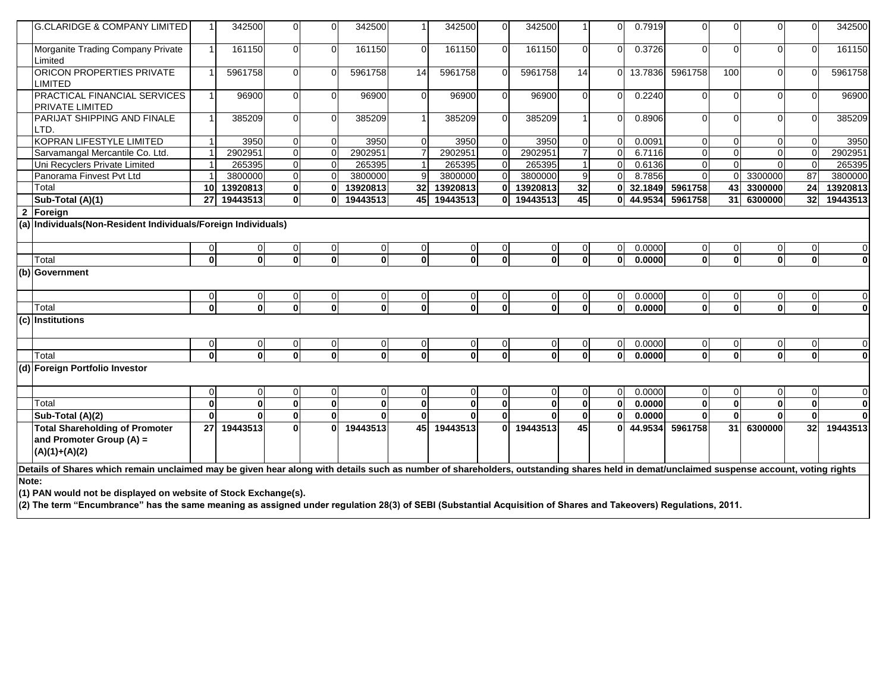| | | | | | | | | | | | | | | | | | | |
|---|---|---|---|---|---|---|---|---|---|---|---|---|---|---|---|---|---|---|
| | G.CLARIDGE & COMPANY LIMITED | 1 | 342500 | 0 | 0 | 342500 | 1 | 342500 | 0 | 342500 | 1 | 0 | 0.7919 | 0 | 0 | 0 | 0 | 342500 |
| | Morganite Trading Company Private Limited | 1 | 161150 | 0 | 0 | 161150 | 0 | 161150 | 0 | 161150 | 0 | 0 | 0.3726 | 0 | 0 | 0 | 0 | 161150 |
| | ORICON PROPERTIES PRIVATE LIMITED | 1 | 5961758 | 0 | 0 | 5961758 | 14 | 5961758 | 0 | 5961758 | 14 | 0 | 13.7836 | 5961758 | 100 | 0 | 0 | 5961758 |
| | PRACTICAL FINANCIAL SERVICES PRIVATE LIMITED | 1 | 96900 | 0 | 0 | 96900 | 0 | 96900 | 0 | 96900 | 0 | 0 | 0.2240 | 0 | 0 | 0 | 0 | 96900 |
| | PARIJAT SHIPPING AND FINALE LTD. | 1 | 385209 | 0 | 0 | 385209 | 1 | 385209 | 0 | 385209 | 1 | 0 | 0.8906 | 0 | 0 | 0 | 0 | 385209 |
| | KOPRAN LIFESTYLE LIMITED | 1 | 3950 | 0 | 0 | 3950 | 0 | 3950 | 0 | 3950 | 0 | 0 | 0.0091 | 0 | 0 | 0 | 0 | 3950 |
| | Sarvamangal Mercantile Co. Ltd. | 1 | 2902951 | 0 | 0 | 2902951 | 7 | 2902951 | 0 | 2902951 | 7 | 0 | 6.7116 | 0 | 0 | 0 | 0 | 2902951 |
| | Uni Recyclers Private Limited | 1 | 265395 | 0 | 0 | 265395 | 1 | 265395 | 0 | 265395 | 1 | 0 | 0.6136 | 0 | 0 | 0 | 0 | 265395 |
| | Panorama Finvest Pvt Ltd | 1 | 3800000 | 0 | 0 | 3800000 | 9 | 3800000 | 0 | 3800000 | 9 | 0 | 8.7856 | 0 | 0 | 3300000 | 87 | 3800000 |
| | Total | 10 | 13920813 | 0 | 0 | 13920813 | 32 | 13920813 | 0 | 13920813 | 32 | 0 | 32.1849 | 5961758 | 43 | 3300000 | 24 | 13920813 |
| | **Sub-Total (A)(1)** | **27** | **19443513** | **0** | **0** | **19443513** | **45** | **19443513** | **0** | **19443513** | **45** | **0** | **44.9534** | **5961758** | **31** | **6300000** | **32** | **19443513** |
| **2** | **Foreign** | | | | | | | | | | | | | | | | | |
| **(a)** | **Individuals(Non-Resident Individuals/Foreign Individuals)** | | | | | | | | | | | | | | | | | |
| | | 0 | 0 | 0 | 0 | 0 | 0 | 0 | 0 | 0 | 0 | 0 | 0.0000 | 0 | 0 | 0 | 0 | 0 |
| | Total | **0** | **0** | **0** | **0** | **0** | **0** | **0** | **0** | **0** | **0** | **0** | **0.0000** | **0** | **0** | **0** | **0** | **0** |
| **(b)** | **Government** | | | | | | | | | | | | | | | | | |
| | | 0 | 0 | 0 | 0 | 0 | 0 | 0 | 0 | 0 | 0 | 0 | 0.0000 | 0 | 0 | 0 | 0 | 0 |
| | Total | **0** | **0** | **0** | **0** | **0** | **0** | **0** | **0** | **0** | **0** | **0** | **0.0000** | **0** | **0** | **0** | **0** | **0** |
| **(c)** | **Institutions** | | | | | | | | | | | | | | | | | |
| | | 0 | 0 | 0 | 0 | 0 | 0 | 0 | 0 | 0 | 0 | 0 | 0.0000 | 0 | 0 | 0 | 0 | 0 |
| | Total | **0** | **0** | **0** | **0** | **0** | **0** | **0** | **0** | **0** | **0** | **0** | **0.0000** | **0** | **0** | **0** | **0** | **0** |
| **(d)** | **Foreign Portfolio Investor** | | | | | | | | | | | | | | | | | |
| | | 0 | 0 | 0 | 0 | 0 | 0 | 0 | 0 | 0 | 0 | 0 | 0.0000 | 0 | 0 | 0 | 0 | 0 |
| | Total | **0** | **0** | **0** | **0** | **0** | **0** | **0** | **0** | **0** | **0** | **0** | **0.0000** | **0** | **0** | **0** | **0** | **0** |
| | **Sub-Total (A)(2)** | **0** | **0** | **0** | **0** | **0** | **0** | **0** | **0** | **0** | **0** | **0** | **0.0000** | **0** | **0** | **0** | **0** | **0** |
| | **Total Shareholding of Promoter and Promoter Group (A) = (A)(1)+(A)(2)** | **27** | **19443513** | **0** | **0** | **19443513** | **45** | **19443513** | **0** | **19443513** | **45** | **0** | **44.9534** | **5961758** | **31** | **6300000** | **32** | **19443513** |

**Details of Shares which remain unclaimed may be given hear along with details such as number of shareholders, outstanding shares held in demat/unclaimed suspense account, voting rights**

**Note:**

**(1) PAN would not be displayed on website of Stock Exchange(s).**

**(2) The term "Encumbrance" has the same meaning as assigned under regulation 28(3) of SEBI (Substantial Acquisition of Shares and Takeovers) Regulations, 2011.**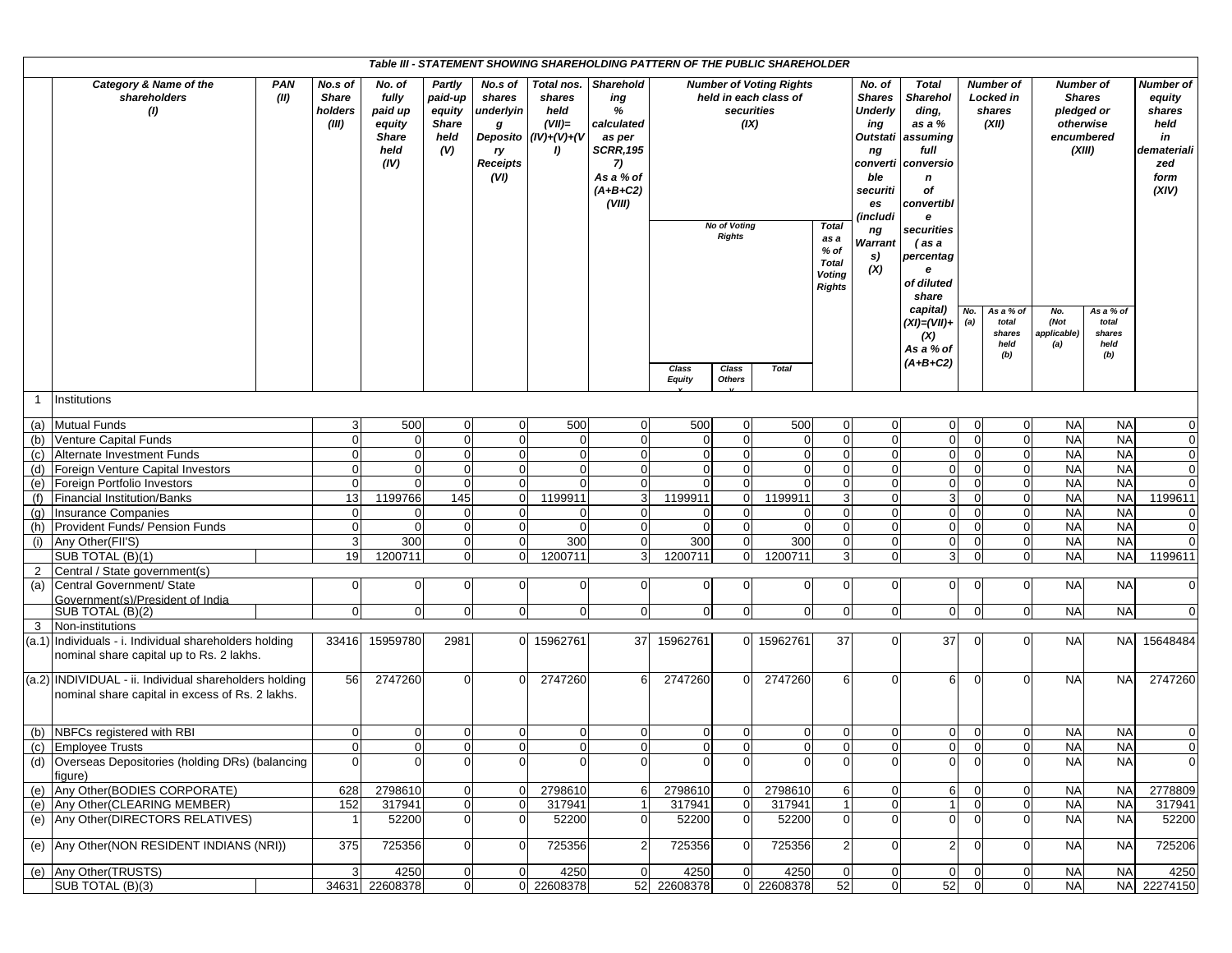**Table III - STATEMENT SHOWING SHAREHOLDING PATTERN OF THE PUBLIC SHAREHOLDER**

| | Category & Name of the shareholders (I) | PAN (II) | No.s of Share holders (III) | No. of fully paid up equity Share held (IV) | Partly paid-up equity Share held (V) | No.s of shares underlying Depository Receipts (VI) | Total nos. shares held (VII)= (IV)+(V)+(VI) | Shareholding % calculated as per SCRR,1957) As a % of (A+B+C2) (VIII) | Number of Voting Rights held in each class of securities (IX) | | | | No. of Shares Underlying Outstating convertible securities (including Warrants) (X) | Total Shareholding, as a % assuming full conversion of convertible securities (as a percentage of diluted share capital) (XI)=(VII)+(X) As a % of (A+B+C2) | Number of Locked in shares (XII) | | Number of Shares pledged or otherwise encumbered (XIII) | | Number of equity shares held in dematerialized form (XIV) |
|---|---|---|---|---|---|---|---|---|---|---|---|---|---|---|---|---|---|---|---|
| | | | | | | | | | No of Voting Rights | | | Total as a % of Total Voting Rights | | | No. (a) | As a % of total shares held (b) | No. (Not applicable) (a) | As a % of total shares held (b) | |
| | | | | | | | | | Class Equity x | Class Others y | Total | | | | | | | | |
| 1 | Institutions | | | | | | | | | | | | | | | | | | |
| (a) | Mutual Funds | | 3 | 500 | 0 | 0 | 500 | 0 | 500 | 0 | 500 | 0 | 0 | 0 | 0 | 0 | NA | NA | 0 |
| (b) | Venture Capital Funds | | 0 | 0 | 0 | 0 | 0 | 0 | 0 | 0 | 0 | 0 | 0 | 0 | 0 | 0 | NA | NA | 0 |
| (c) | Alternate Investment Funds | | 0 | 0 | 0 | 0 | 0 | 0 | 0 | 0 | 0 | 0 | 0 | 0 | 0 | 0 | NA | NA | 0 |
| (d) | Foreign Venture Capital Investors | | 0 | 0 | 0 | 0 | 0 | 0 | 0 | 0 | 0 | 0 | 0 | 0 | 0 | 0 | NA | NA | 0 |
| (e) | Foreign Portfolio Investors | | 0 | 0 | 0 | 0 | 0 | 0 | 0 | 0 | 0 | 0 | 0 | 0 | 0 | 0 | NA | NA | 0 |
| (f) | Financial Institution/Banks | | 13 | 1199766 | 145 | 0 | 1199911 | 3 | 1199911 | 0 | 1199911 | 3 | 0 | 3 | 0 | 0 | NA | NA | 1199611 |
| (g) | Insurance Companies | | 0 | 0 | 0 | 0 | 0 | 0 | 0 | 0 | 0 | 0 | 0 | 0 | 0 | 0 | NA | NA | 0 |
| (h) | Provident Funds/ Pension Funds | | 0 | 0 | 0 | 0 | 0 | 0 | 0 | 0 | 0 | 0 | 0 | 0 | 0 | 0 | NA | NA | 0 |
| (i) | Any Other(FII'S) | | 3 | 300 | 0 | 0 | 300 | 0 | 300 | 0 | 300 | 0 | 0 | 0 | 0 | 0 | NA | NA | 0 |
| | SUB TOTAL (B)(1) | | 19 | 1200711 | 0 | 0 | 1200711 | 3 | 1200711 | 0 | 1200711 | 3 | 0 | 3 | 0 | 0 | NA | NA | 1199611 |
| 2 | Central / State government(s) | | | | | | | | | | | | | | | | | | |
| (a) | Central Government/ State Government(s)/President of India | | 0 | 0 | 0 | 0 | 0 | 0 | 0 | 0 | 0 | 0 | 0 | 0 | 0 | 0 | NA | NA | 0 |
| | SUB TOTAL (B)(2) | | 0 | 0 | 0 | 0 | 0 | 0 | 0 | 0 | 0 | 0 | 0 | 0 | 0 | 0 | NA | NA | 0 |
| 3 | Non-institutions | | | | | | | | | | | | | | | | | | |
| (a.1) | Individuals - i. Individual shareholders holding nominal share capital up to Rs. 2 lakhs. | | 33416 | 15959780 | 2981 | 0 | 15962761 | 37 | 15962761 | 0 | 15962761 | 37 | 0 | 37 | 0 | 0 | NA | NA | 15648484 |
| (a.2) | INDIVIDUAL - ii. Individual shareholders holding nominal share capital in excess of Rs. 2 lakhs. | | 56 | 2747260 | 0 | 0 | 2747260 | 6 | 2747260 | 0 | 2747260 | 6 | 0 | 6 | 0 | 0 | NA | NA | 2747260 |
| (b) | NBFCs registered with RBI | | 0 | 0 | 0 | 0 | 0 | 0 | 0 | 0 | 0 | 0 | 0 | 0 | 0 | 0 | NA | NA | 0 |
| (c) | Employee Trusts | | 0 | 0 | 0 | 0 | 0 | 0 | 0 | 0 | 0 | 0 | 0 | 0 | 0 | 0 | NA | NA | 0 |
| (d) | Overseas Depositories (holding DRs) (balancing figure) | | 0 | 0 | 0 | 0 | 0 | 0 | 0 | 0 | 0 | 0 | 0 | 0 | 0 | 0 | NA | NA | 0 |
| (e) | Any Other(BODIES CORPORATE) | | 628 | 2798610 | 0 | 0 | 2798610 | 6 | 2798610 | 0 | 2798610 | 6 | 0 | 6 | 0 | 0 | NA | NA | 2778809 |
| (e) | Any Other(CLEARING MEMBER) | | 152 | 317941 | 0 | 0 | 317941 | 1 | 317941 | 0 | 317941 | 1 | 0 | 1 | 0 | 0 | NA | NA | 317941 |
| (e) | Any Other(DIRECTORS RELATIVES) | | 1 | 52200 | 0 | 0 | 52200 | 0 | 52200 | 0 | 52200 | 0 | 0 | 0 | 0 | 0 | NA | NA | 52200 |
| (e) | Any Other(NON RESIDENT INDIANS (NRI)) | | 375 | 725356 | 0 | 0 | 725356 | 2 | 725356 | 0 | 725356 | 2 | 0 | 2 | 0 | 0 | NA | NA | 725206 |
| (e) | Any Other(TRUSTS) | | 3 | 4250 | 0 | 0 | 4250 | 0 | 4250 | 0 | 4250 | 0 | 0 | 0 | 0 | 0 | NA | NA | 4250 |
| | SUB TOTAL (B)(3) | | 34631 | 22608378 | 0 | 0 | 22608378 | 52 | 22608378 | 0 | 22608378 | 52 | 0 | 52 | 0 | 0 | NA | NA | 22274150 |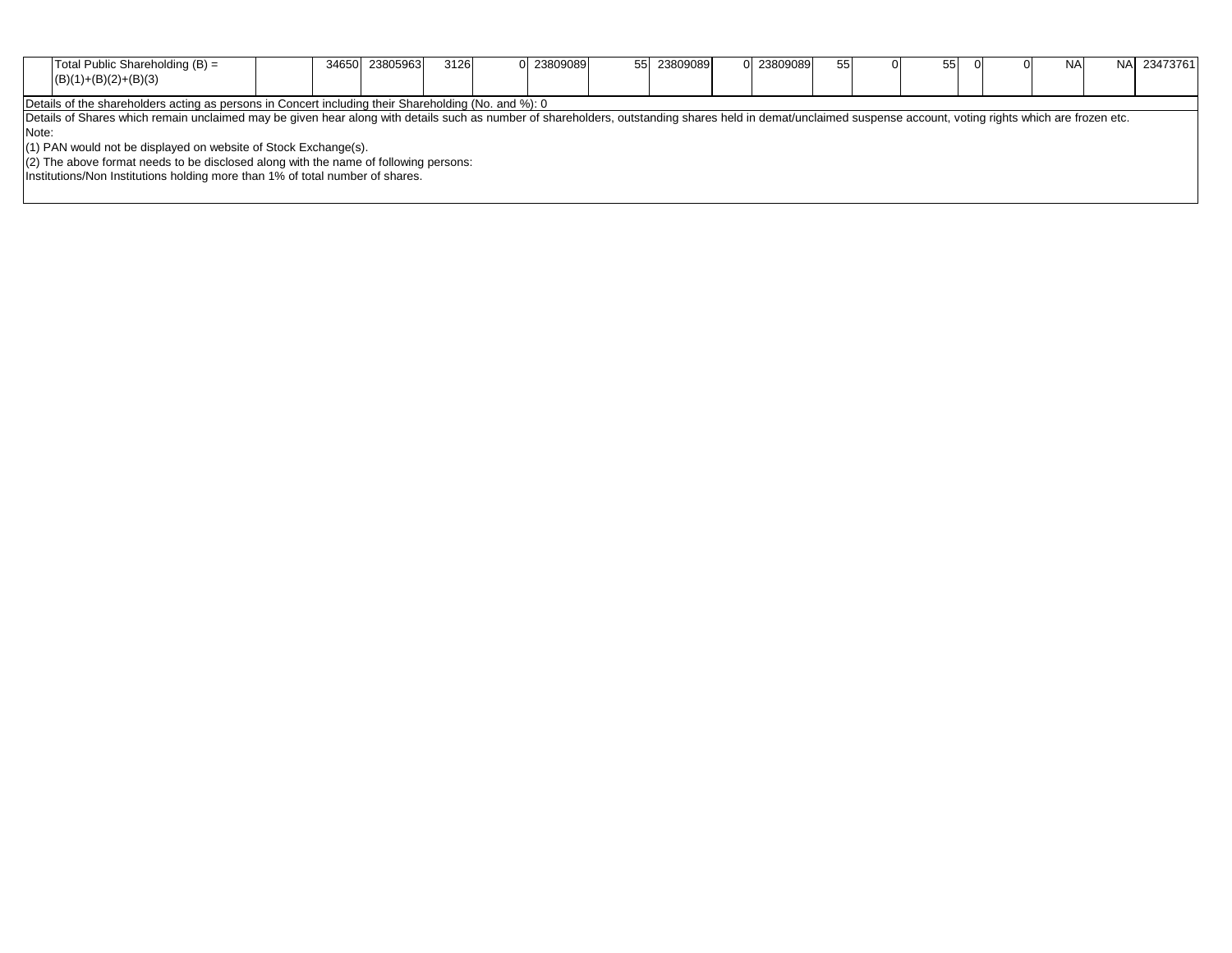|  | Total Public Shareholding (B) = (B)(1)+(B)(2)+(B)(3) |  | 34650 | 23805963 | 3126 | 0 | 23809089 | 55 | 23809089 | 0 | 23809089 | 55 | 0 | 55 | 0 | 0 | NA | NA | 23473761 |
|---|---|---|---|---|---|---|---|---|---|---|---|---|---|---|---|---|---|---|---|

Details of the shareholders acting as persons in Concert including their Shareholding (No. and %): 0

Details of Shares which remain unclaimed may be given hear along with details such as number of shareholders, outstanding shares held in demat/unclaimed suspense account, voting rights which are frozen etc.

Note:

(1) PAN would not be displayed on website of Stock Exchange(s).

(2) The above format needs to be disclosed along with the name of following persons:

Institutions/Non Institutions holding more than 1% of total number of shares.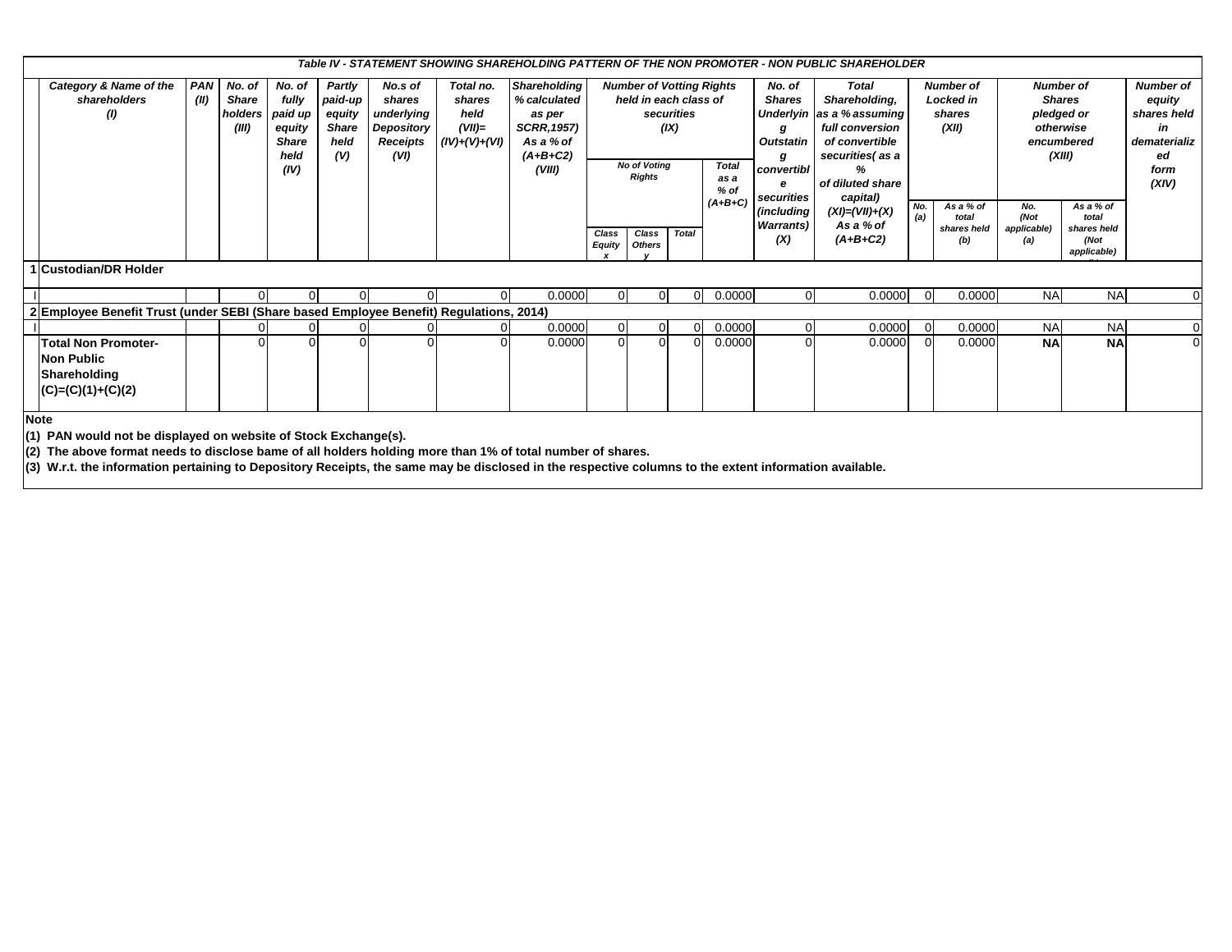## Table IV - STATEMENT SHOWING SHAREHOLDING PATTERN OF THE NON PROMOTER - NON PUBLIC SHAREHOLDER

| | Category & Name of the shareholders (I) | PAN (II) | No. of Share holders (III) | No. of fully paid up equity Share held (IV) | Partly paid-up equity Share held (V) | No.s of shares underlying Depository Receipts (VI) | Total no. shares held (VII)= (IV)+(V)+(VI) | Shareholding % calculated as per SCRR,1957) As a % of (A+B+C2) (VIII) | Number of Votting Rights held in each class of securities (IX) | | | | No. of Shares Underlying Outstating convertible securities (including Warrants) (X) | Total Shareholding, as a % assuming full conversion of convertible securities( as a % of diluted share capital) (XI)=(VII)+(X) As a % of (A+B+C2) | Number of Locked in shares (XII) | | Number of Shares pledged or otherwise encumbered (XIII) | | Number of equity shares held in dematerialized form (XIV) |
|---|---|---|---|---|---|---|---|---|---|---|---|---|---|---|---|---|---|---|---|
| | | | | | | | | | No of Voting Rights | | | Total as a % of (A+B+C) | | | No. (a) | As a % of total shares held (b) | No. (Not applicable) (a) | As a % of total shares held (Not applicable) | |
| | | | | | | | | | Class Equity x | Class Others y | Total | | | | | | | | |
| 1 | Custodian/DR Holder | | | | | | | | | | | | | | | | | | |
| I | | | 0 | 0 | 0 | 0 | 0 | 0.0000 | 0 | 0 | 0 | 0.0000 | 0 | 0.0000 | 0 | 0.0000 | NA | NA | 0 |
| 2 | Employee Benefit Trust (under SEBI (Share based Employee Benefit) Regulations, 2014) | | | | | | | | | | | | | | | | | | |
| I | | | 0 | 0 | 0 | 0 | 0 | 0.0000 | 0 | 0 | 0 | 0.0000 | 0 | 0.0000 | 0 | 0.0000 | NA | NA | 0 |
| | **Total Non Promoter-Non Public Shareholding (C)=(C)(1)+(C)(2)** | | 0 | 0 | 0 | 0 | 0 | 0.0000 | 0 | 0 | 0 | 0.0000 | 0 | 0.0000 | 0 | 0.0000 | **NA** | **NA** | 0 |

**Note**

**(1) PAN would not be displayed on website of Stock Exchange(s).**

**(2) The above format needs to disclose bame of all holders holding more than 1% of total number of shares.**

**(3) W.r.t. the information pertaining to Depository Receipts, the same may be disclosed in the respective columns to the extent information available.**